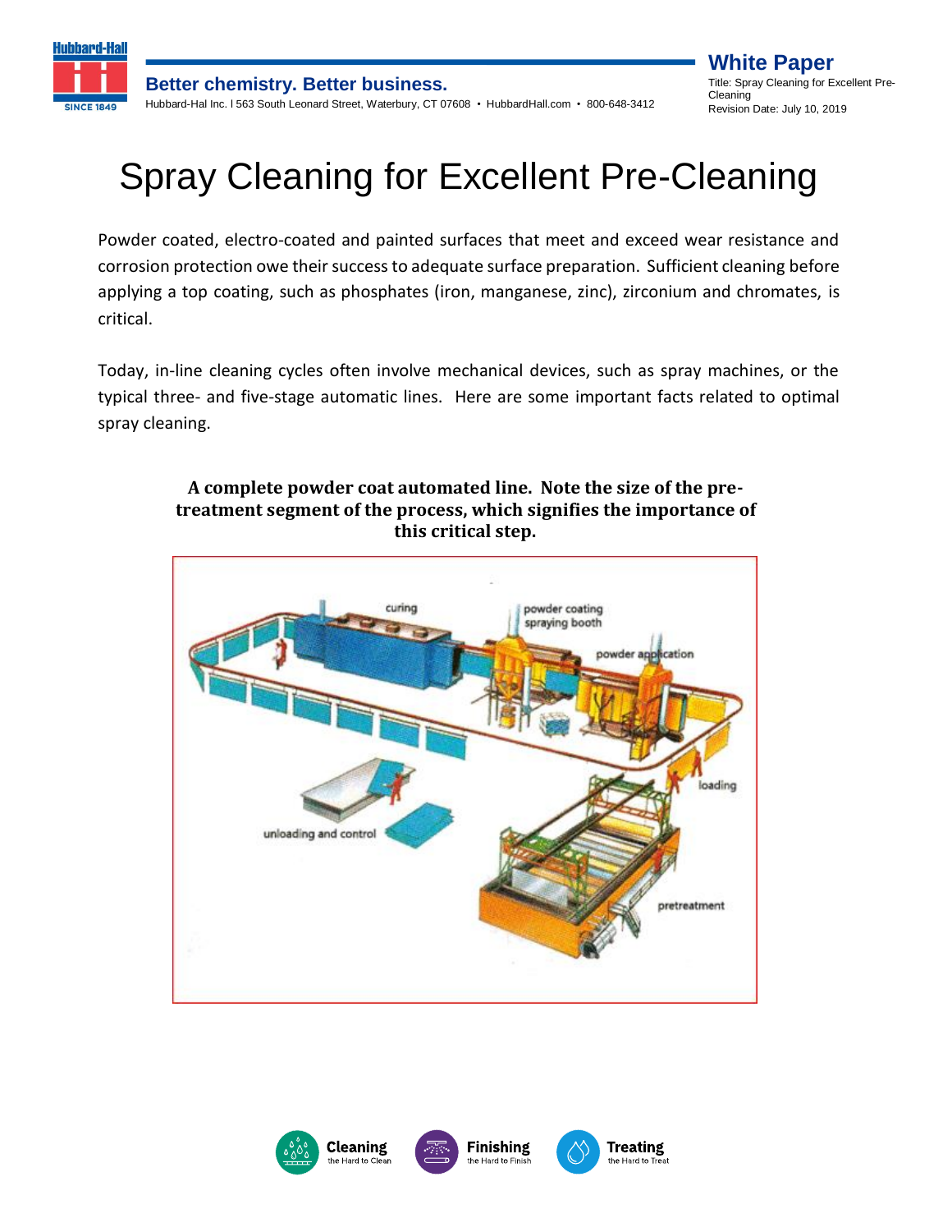# Spray Cleaning for Excellent Pre-Cleaning

Powder coated, electro-coated and painted surfaces that meet and exceed wear resistance and corrosion protection owe their success to adequate surface preparation. Sufficient cleaning before applying a top coating, such as phosphates (iron, manganese, zinc), zirconium and chromates, is critical.

Today, in-line cleaning cycles often involve mechanical devices, such as spray machines, or the typical three- and five-stage automatic lines. Here are some important facts related to optimal spray cleaning.

**A complete powder coat automated line. Note the size of the pre-treatment segment of the process, which signifies the importance of this critical step.**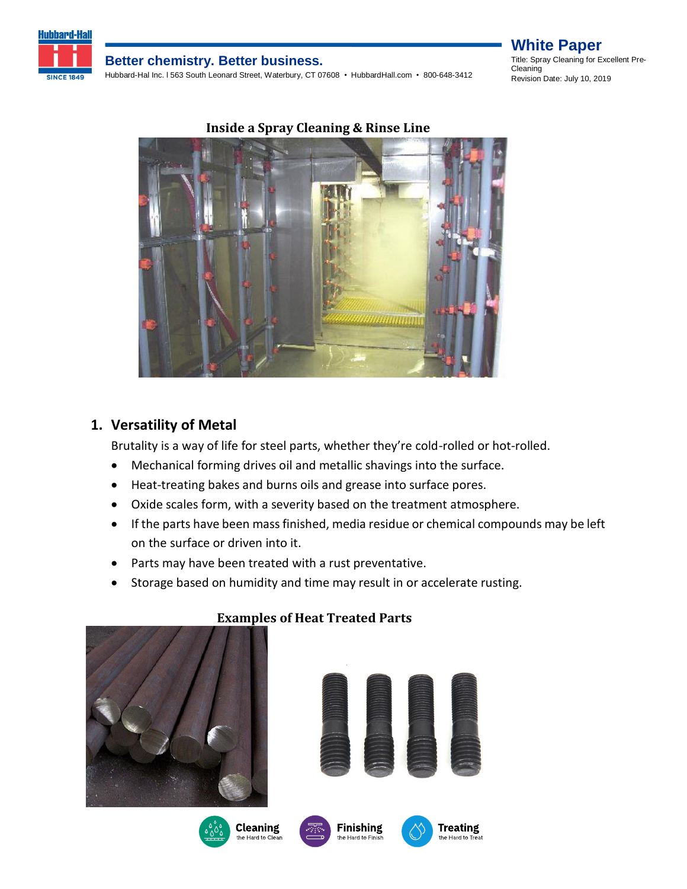Inside a Spray Cleaning & Rinse Line

## 1. Versatility of Metal

Brutality is a way of life for steel parts, whether they're cold-rolled or hot-rolled.

- Mechanical forming drives oil and metallic shavings into the surface.
- Heat-treating bakes and burns oils and grease into surface pores.
- Oxide scales form, with a severity based on the treatment atmosphere.
- If the parts have been mass finished, media residue or chemical compounds may be left on the surface or driven into it.
- Parts may have been treated with a rust preventative.
- Storage based on humidity and time may result in or accelerate rusting.

Examples of Heat Treated Parts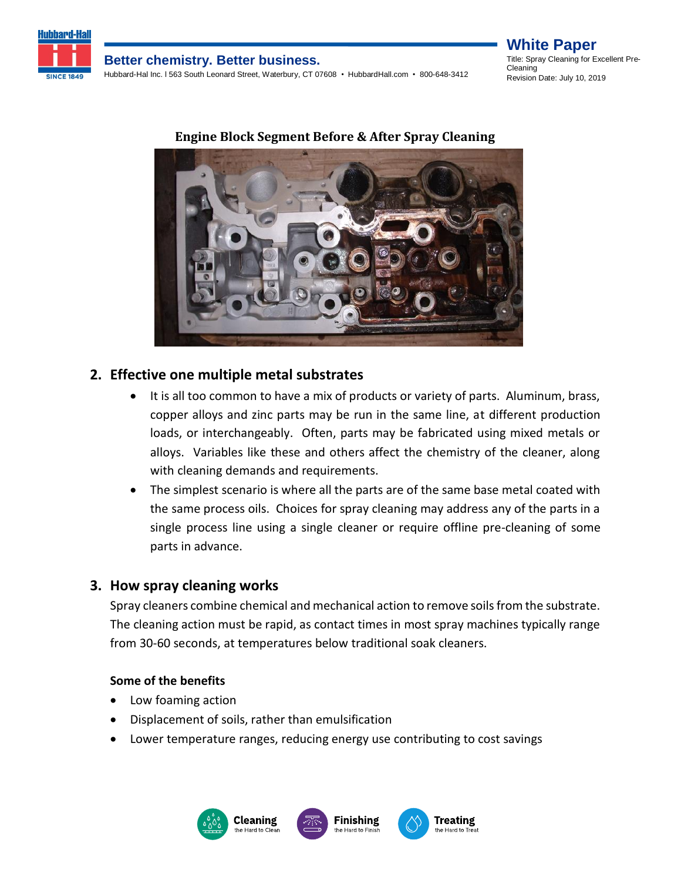**Engine Block Segment Before & After Spray Cleaning**

## 2. Effective one multiple metal substrates

- It is all too common to have a mix of products or variety of parts. Aluminum, brass, copper alloys and zinc parts may be run in the same line, at different production loads, or interchangeably. Often, parts may be fabricated using mixed metals or alloys. Variables like these and others affect the chemistry of the cleaner, along with cleaning demands and requirements.
- The simplest scenario is where all the parts are of the same base metal coated with the same process oils. Choices for spray cleaning may address any of the parts in a single process line using a single cleaner or require offline pre-cleaning of some parts in advance.

## 3. How spray cleaning works

Spray cleaners combine chemical and mechanical action to remove soils from the substrate. The cleaning action must be rapid, as contact times in most spray machines typically range from 30-60 seconds, at temperatures below traditional soak cleaners.

**Some of the benefits**

- Low foaming action
- Displacement of soils, rather than emulsification
- Lower temperature ranges, reducing energy use contributing to cost savings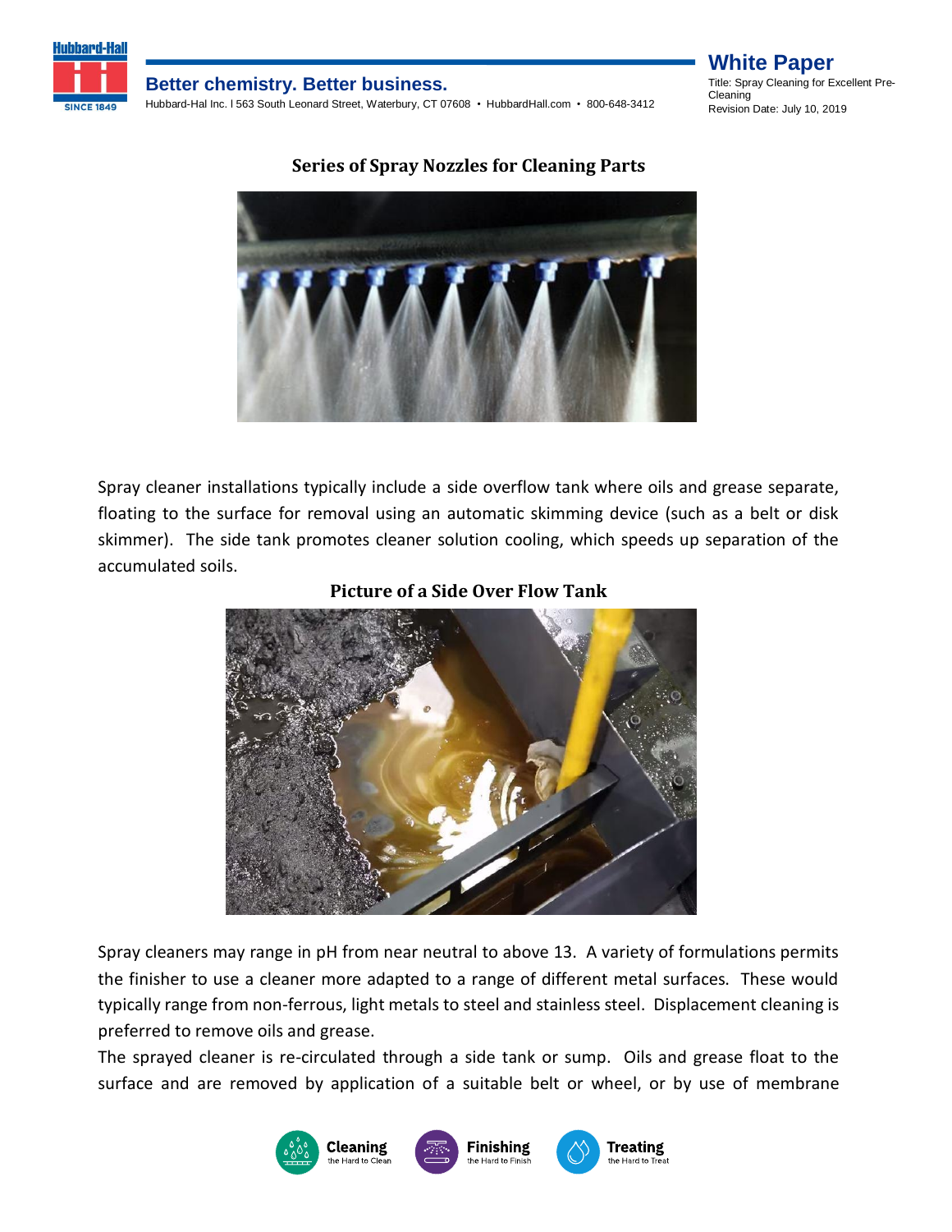### Series of Spray Nozzles for Cleaning Parts

Spray cleaner installations typically include a side overflow tank where oils and grease separate, floating to the surface for removal using an automatic skimming device (such as a belt or disk skimmer). The side tank promotes cleaner solution cooling, which speeds up separation of the accumulated soils.

### Picture of a Side Over Flow Tank

Spray cleaners may range in pH from near neutral to above 13. A variety of formulations permits the finisher to use a cleaner more adapted to a range of different metal surfaces. These would typically range from non-ferrous, light metals to steel and stainless steel. Displacement cleaning is preferred to remove oils and grease.

The sprayed cleaner is re-circulated through a side tank or sump. Oils and grease float to the surface and are removed by application of a suitable belt or wheel, or by use of membrane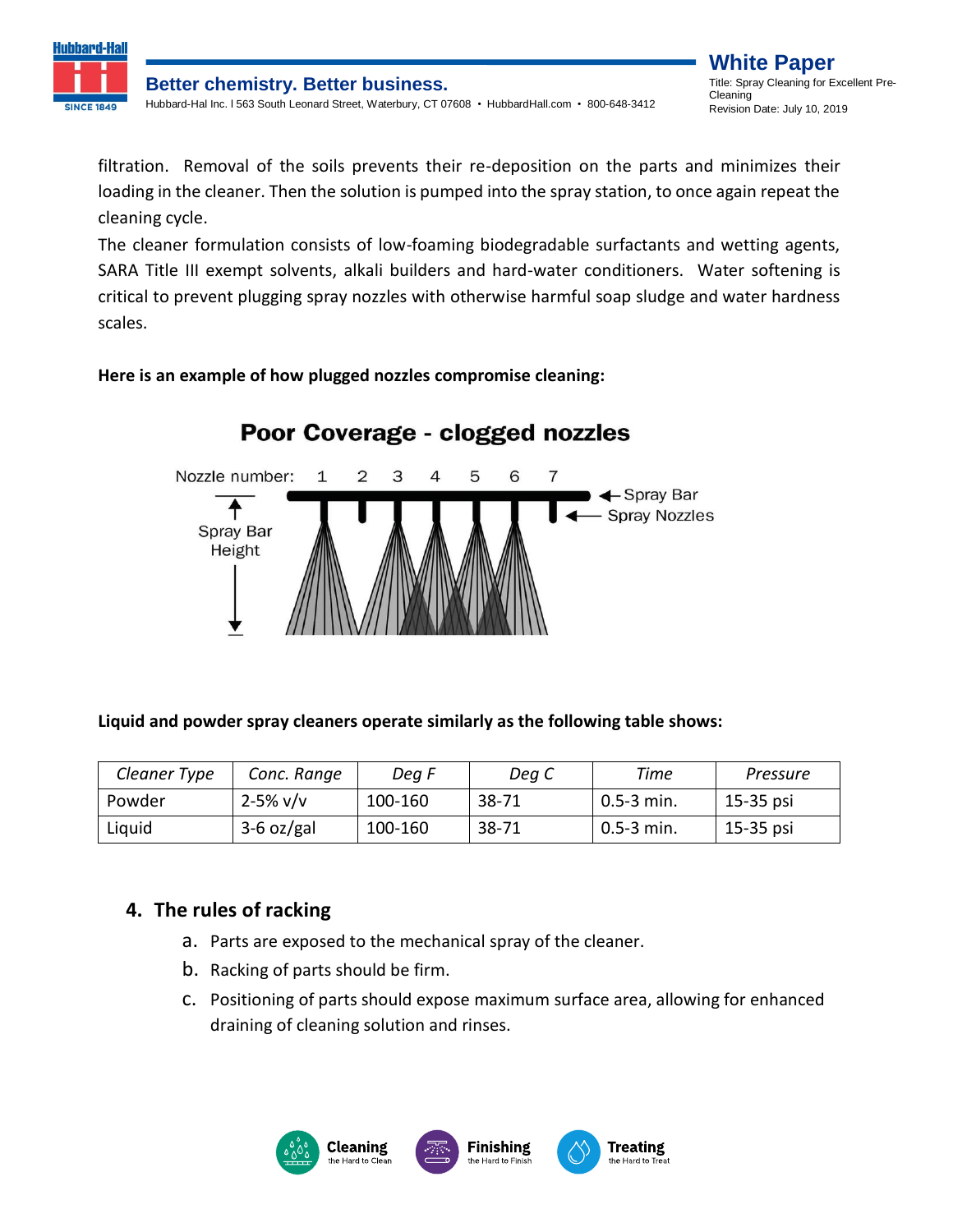filtration. Removal of the soils prevents their re-deposition on the parts and minimizes their loading in the cleaner. Then the solution is pumped into the spray station, to once again repeat the cleaning cycle.

The cleaner formulation consists of low-foaming biodegradable surfactants and wetting agents, SARA Title III exempt solvents, alkali builders and hard-water conditioners. Water softening is critical to prevent plugging spray nozzles with otherwise harmful soap sludge and water hardness scales.

**Here is an example of how plugged nozzles compromise cleaning:**

**Poor Coverage - clogged nozzles**

Nozzle number: 1 2 3 4 5 6 7

Spray Bar

Spray Nozzles

Spray Bar Height

**Liquid and powder spray cleaners operate similarly as the following table shows:**

| *Cleaner Type* | *Conc. Range* | *Deg F* | *Deg C* | *Time* | *Pressure* |
|---|---|---|---|---|---|
| Powder | 2-5% v/v | 100-160 | 38-71 | 0.5-3 min. | 15-35 psi |
| Liquid | 3-6 oz/gal | 100-160 | 38-71 | 0.5-3 min. | 15-35 psi |

## 4. The rules of racking

a. Parts are exposed to the mechanical spray of the cleaner.
b. Racking of parts should be firm.
c. Positioning of parts should expose maximum surface area, allowing for enhanced draining of cleaning solution and rinses.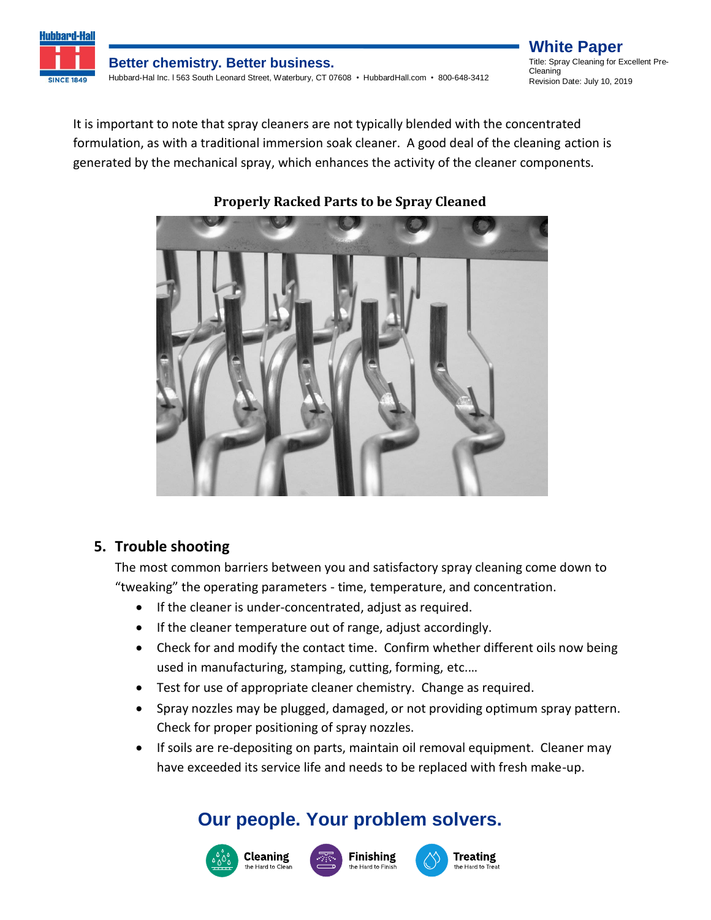It is important to note that spray cleaners are not typically blended with the concentrated formulation, as with a traditional immersion soak cleaner. A good deal of the cleaning action is generated by the mechanical spray, which enhances the activity of the cleaner components.

**Properly Racked Parts to be Spray Cleaned**

## 5. Trouble shooting

The most common barriers between you and satisfactory spray cleaning come down to "tweaking" the operating parameters - time, temperature, and concentration.

- If the cleaner is under-concentrated, adjust as required.
- If the cleaner temperature out of range, adjust accordingly.
- Check for and modify the contact time. Confirm whether different oils now being used in manufacturing, stamping, cutting, forming, etc.…
- Test for use of appropriate cleaner chemistry. Change as required.
- Spray nozzles may be plugged, damaged, or not providing optimum spray pattern. Check for proper positioning of spray nozzles.
- If soils are re-depositing on parts, maintain oil removal equipment. Cleaner may have exceeded its service life and needs to be replaced with fresh make-up.

**Our people. Your problem solvers.**

**Cleaning** the Hard to Clean **Finishing** the Hard to Finish **Treating** the Hard to Treat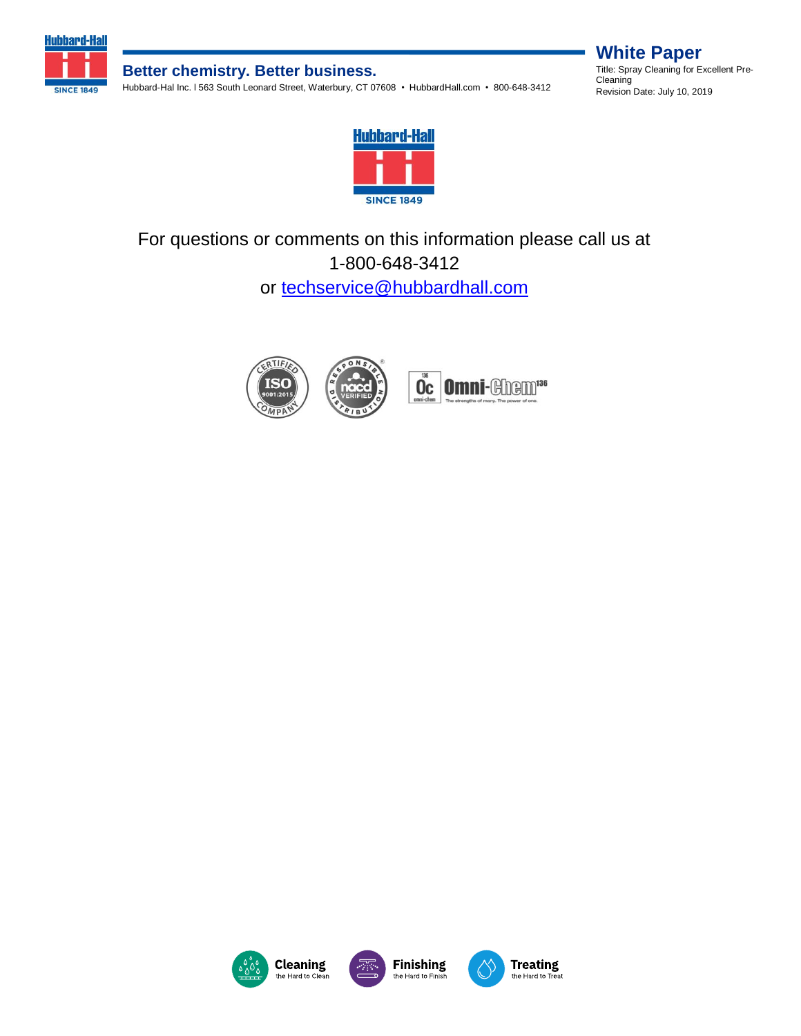For questions or comments on this information please call us at 1-800-648-3412 or techservice@hubbardhall.com